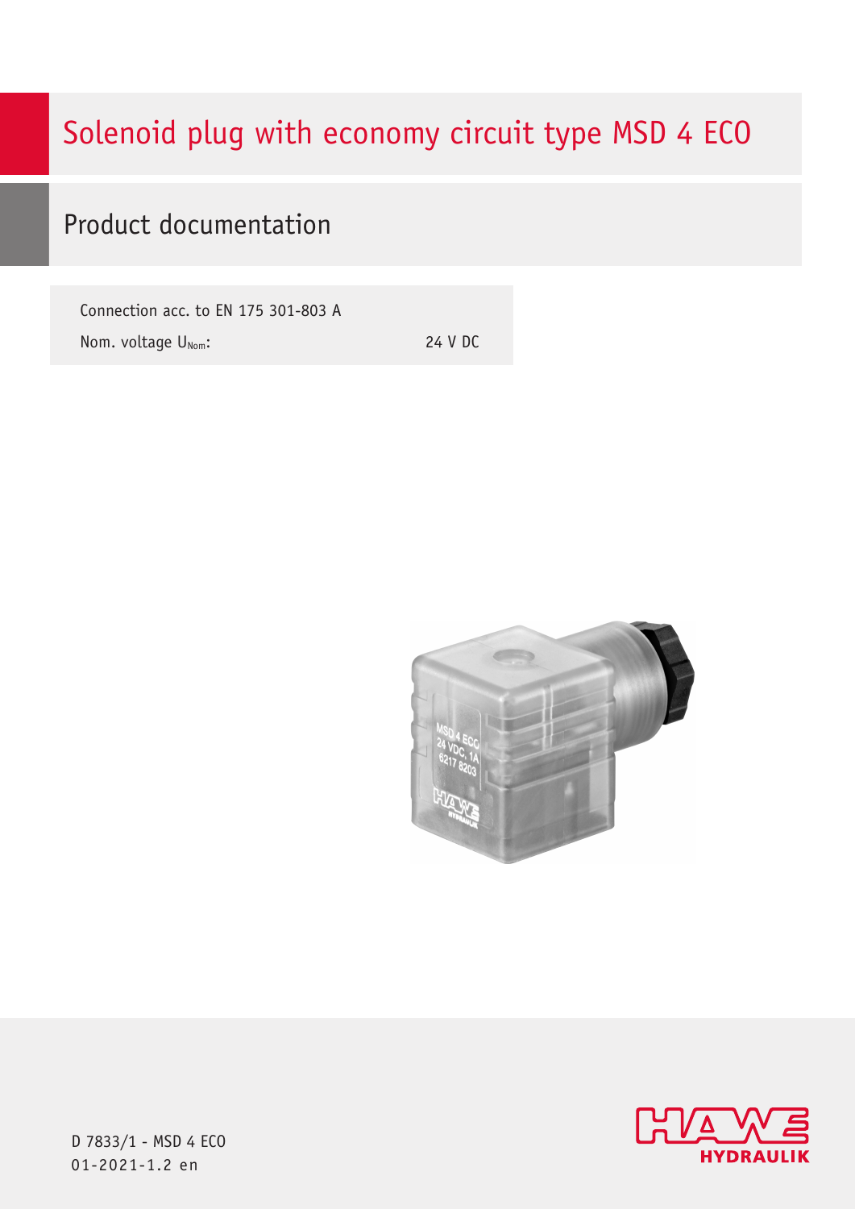# Solenoid plug with economy circuit type MSD 4 ECO

## Product documentation

| | |
|---|---|
| Connection acc. to EN 175 301-803 A | |
| Nom. voltage $U_{Nom}$: | 24 V DC |

D 7833/1 - MSD 4 ECO
01-2021-1.2 en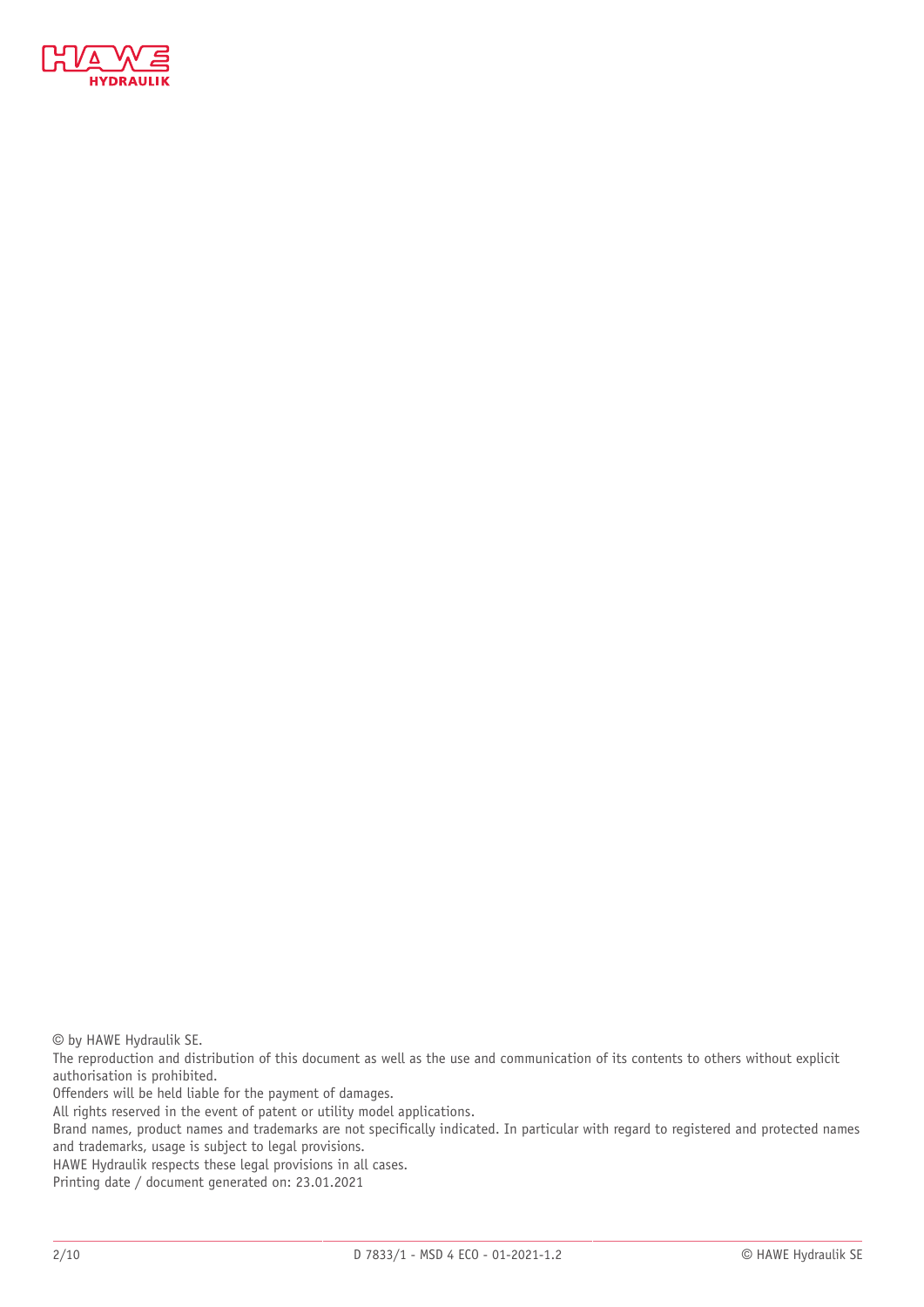© by HAWE Hydraulik SE.
The reproduction and distribution of this document as well as the use and communication of its contents to others without explicit authorisation is prohibited.
Offenders will be held liable for the payment of damages.
All rights reserved in the event of patent or utility model applications.
Brand names, product names and trademarks are not specifically indicated. In particular with regard to registered and protected names and trademarks, usage is subject to legal provisions.
HAWE Hydraulik respects these legal provisions in all cases.
Printing date / document generated on: 23.01.2021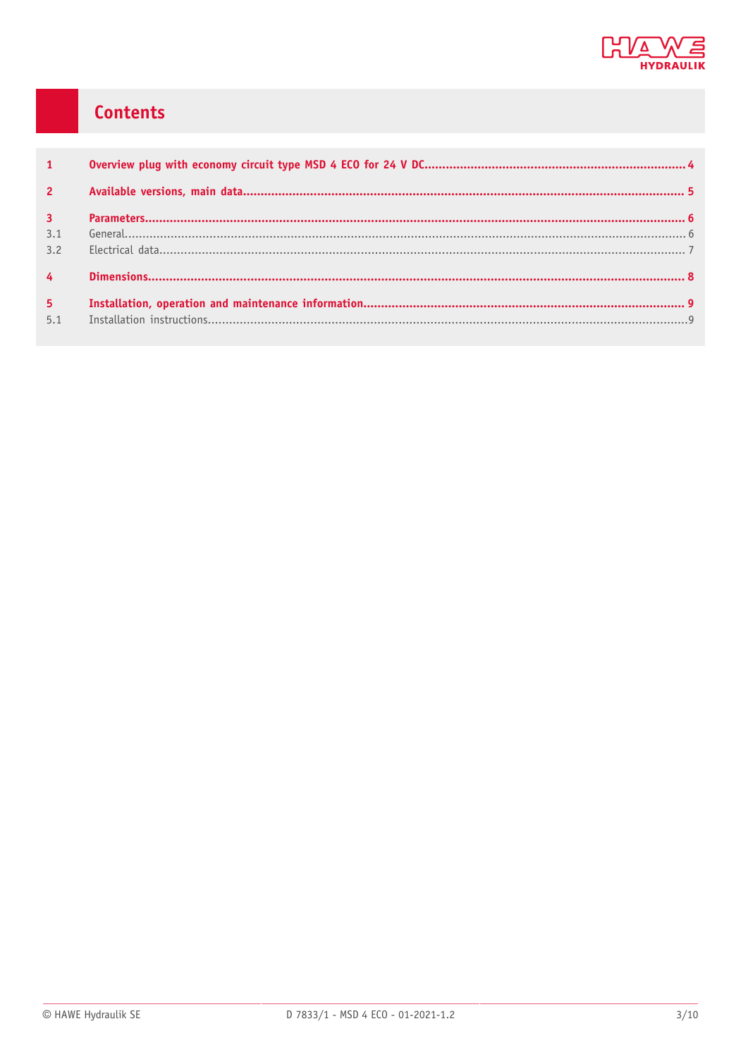# Contents

| | | |
|---|---|---|
| **1** | **Overview plug with economy circuit type MSD 4 ECO for 24 V DC** | **4** |
| **2** | **Available versions, main data** | **5** |
| **3** | **Parameters** | **6** |
| 3.1 | General | 6 |
| 3.2 | Electrical data | 7 |
| **4** | **Dimensions** | **8** |
| **5** | **Installation, operation and maintenance information** | **9** |
| 5.1 | Installation instructions | 9 |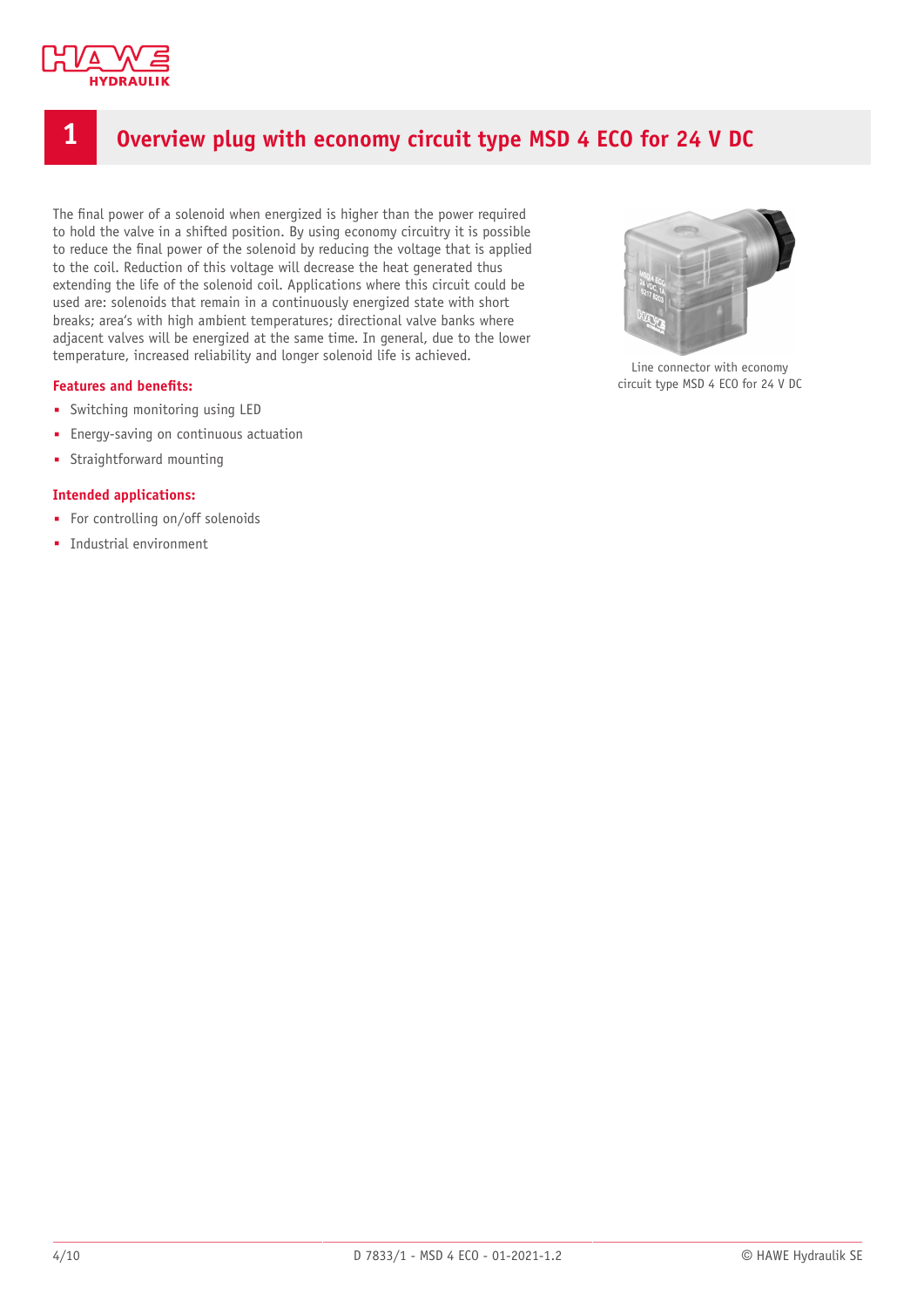# 1 Overview plug with economy circuit type MSD 4 ECO for 24 V DC

The final power of a solenoid when energized is higher than the power required to hold the valve in a shifted position. By using economy circuitry it is possible to reduce the final power of the solenoid by reducing the voltage that is applied to the coil. Reduction of this voltage will decrease the heat generated thus extending the life of the solenoid coil. Applications where this circuit could be used are: solenoids that remain in a continuously energized state with short breaks; area's with high ambient temperatures; directional valve banks where adjacent valves will be energized at the same time. In general, due to the lower temperature, increased reliability and longer solenoid life is achieved.

Line connector with economy circuit type MSD 4 ECO for 24 V DC

**Features and benefits:**

- Switching monitoring using LED
- Energy-saving on continuous actuation
- Straightforward mounting

**Intended applications:**

- For controlling on/off solenoids
- Industrial environment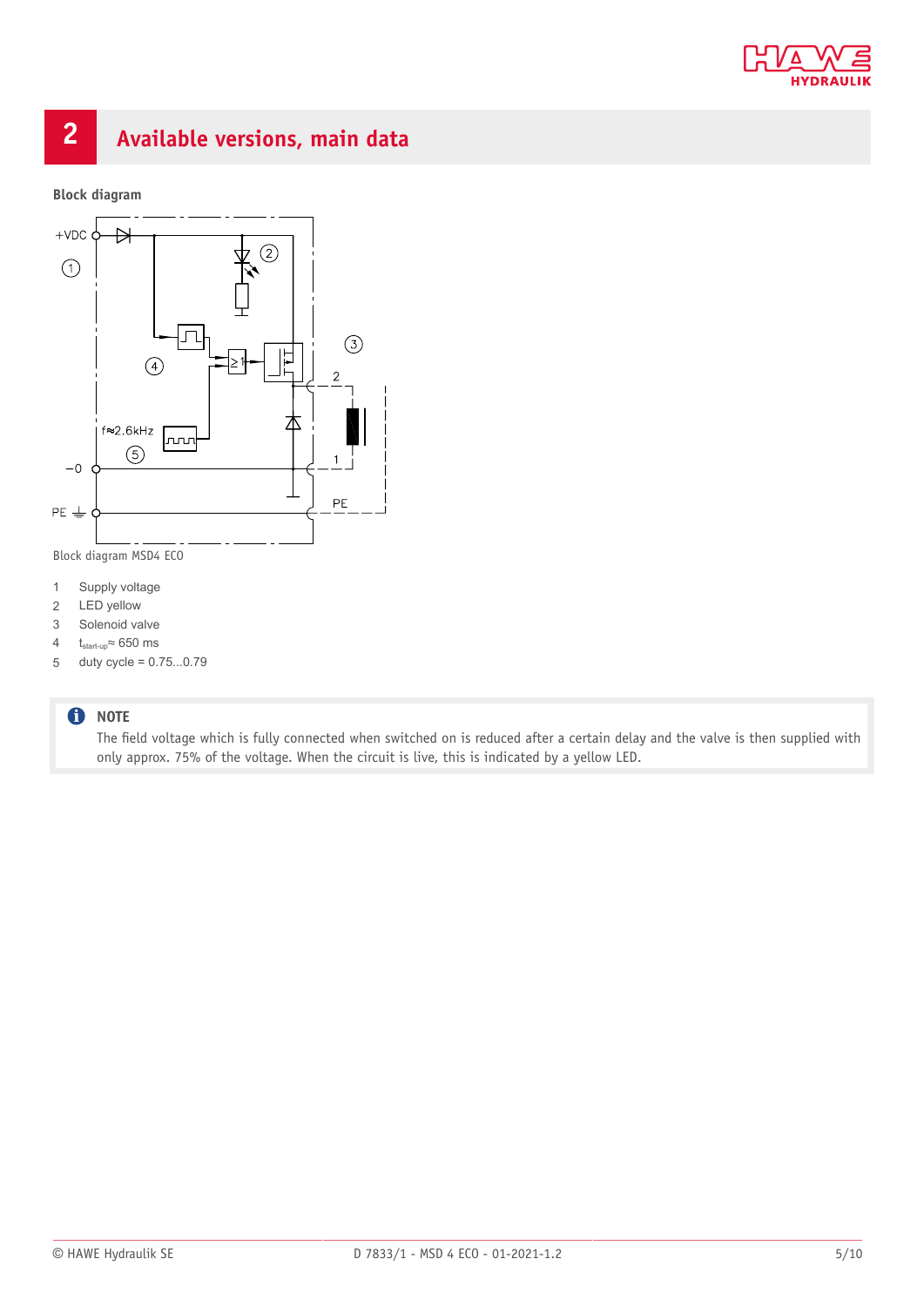# 2 Available versions, main data

**Block diagram**

Block diagram MSD4 ECO

1 Supply voltage
2 LED yellow
3 Solenoid valve
4 $t_{start-up} \approx$ 650 ms
5 duty cycle = 0.75...0.79

**NOTE**

The field voltage which is fully connected when switched on is reduced after a certain delay and the valve is then supplied with only approx. 75% of the voltage. When the circuit is live, this is indicated by a yellow LED.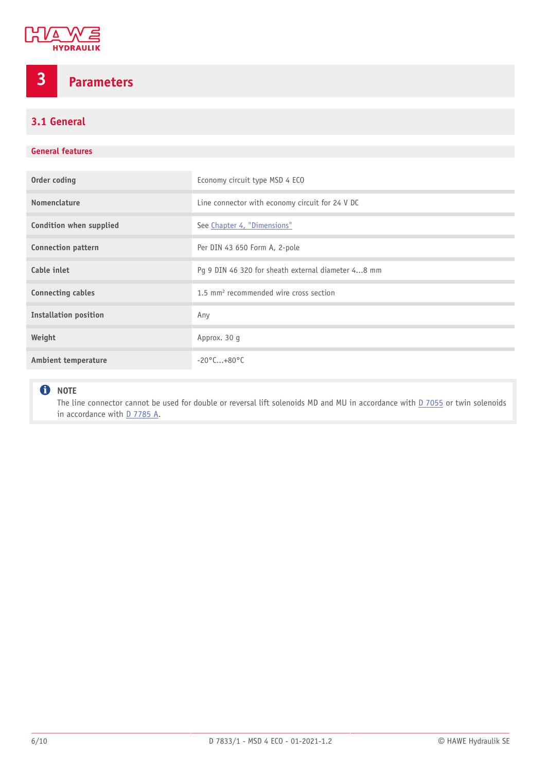# 3 Parameters

## 3.1 General

### General features

| | |
|---|---|
| **Order coding** | Economy circuit type MSD 4 ECO |
| **Nomenclature** | Line connector with economy circuit for 24 V DC |
| **Condition when supplied** | See Chapter 4, "Dimensions" |
| **Connection pattern** | Per DIN 43 650 Form A, 2-pole |
| **Cable inlet** | Pg 9 DIN 46 320 for sheath external diameter 4...8 mm |
| **Connecting cables** | 1.5 mm² recommended wire cross section |
| **Installation position** | Any |
| **Weight** | Approx. 30 g |
| **Ambient temperature** | -20°C...+80°C |

> **NOTE**
> The line connector cannot be used for double or reversal lift solenoids MD and MU in accordance with D 7055 or twin solenoids in accordance with D 7785 A.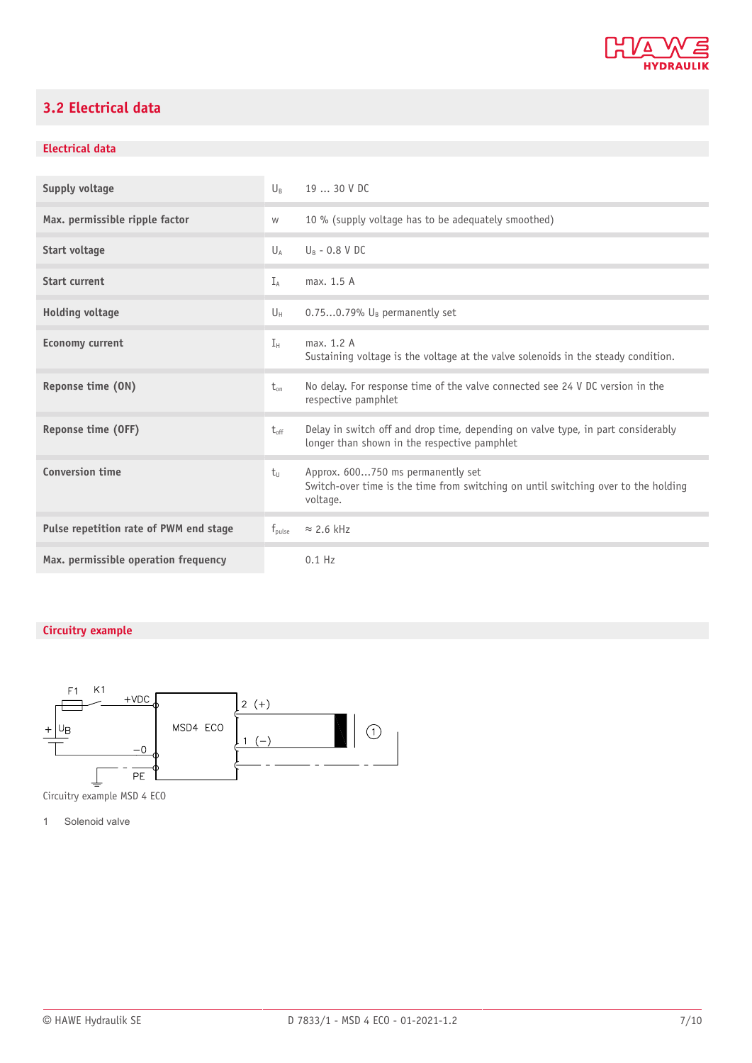## 3.2 Electrical data

### Electrical data

| | | |
|---|---|---|
| **Supply voltage** | $U_B$ | 19 ... 30 V DC |
| **Max. permissible ripple factor** | w | 10 % (supply voltage has to be adequately smoothed) |
| **Start voltage** | $U_A$ | $U_B$ - 0.8 V DC |
| **Start current** | $I_A$ | max. 1.5 A |
| **Holding voltage** | $U_H$ | 0.75...0.79% $U_B$ permanently set |
| **Economy current** | $I_H$ | max. 1.2 A<br>Sustaining voltage is the voltage at the valve solenoids in the steady condition. |
| **Reponse time (ON)** | $t_{on}$ | No delay. For response time of the valve connected see 24 V DC version in the respective pamphlet |
| **Reponse time (OFF)** | $t_{off}$ | Delay in switch off and drop time, depending on valve type, in part considerably longer than shown in the respective pamphlet |
| **Conversion time** | $t_U$ | Approx. 600...750 ms permanently set<br>Switch-over time is the time from switching on until switching over to the holding voltage. |
| **Pulse repetition rate of PWM end stage** | $f_{pulse}$ | ≈ 2.6 kHz |
| **Max. permissible operation frequency** | | 0.1 Hz |

### Circuitry example

F1 K1 +VDC + $U_B$ −0 PE MSD4 ECO 2 (+) 1 (−) 1

Circuitry example MSD 4 ECO

1 Solenoid valve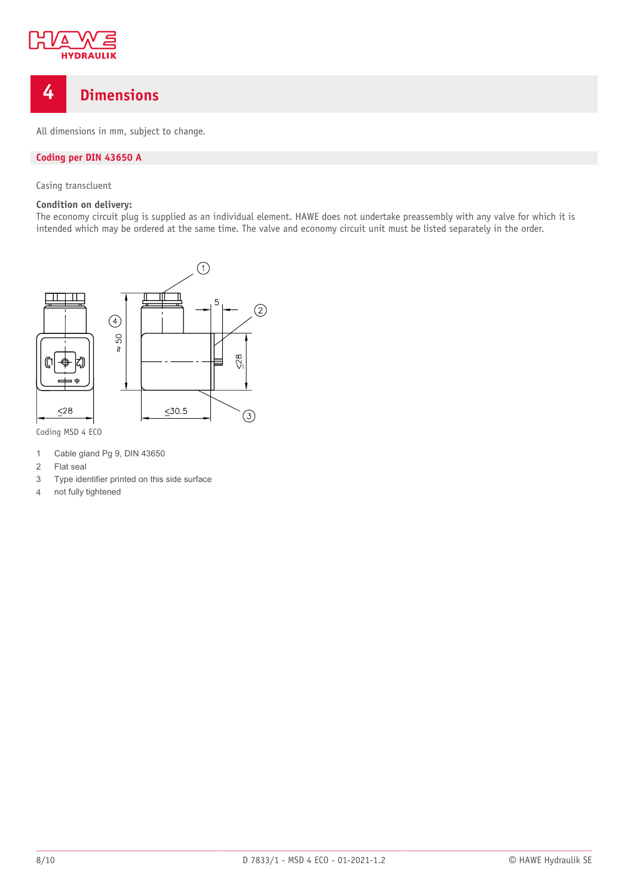# 4 Dimensions

All dimensions in mm, subject to change.

## Coding per DIN 43650 A

Casing transcluent

**Condition on delivery:**
The economy circuit plug is supplied as an individual element. HAWE does not undertake preassembly with any valve for which it is intended which may be ordered at the same time. The valve and economy circuit unit must be listed separately in the order.

Coding MSD 4 ECO

1 Cable gland Pg 9, DIN 43650
2 Flat seal
3 Type identifier printed on this side surface
4 not fully tightened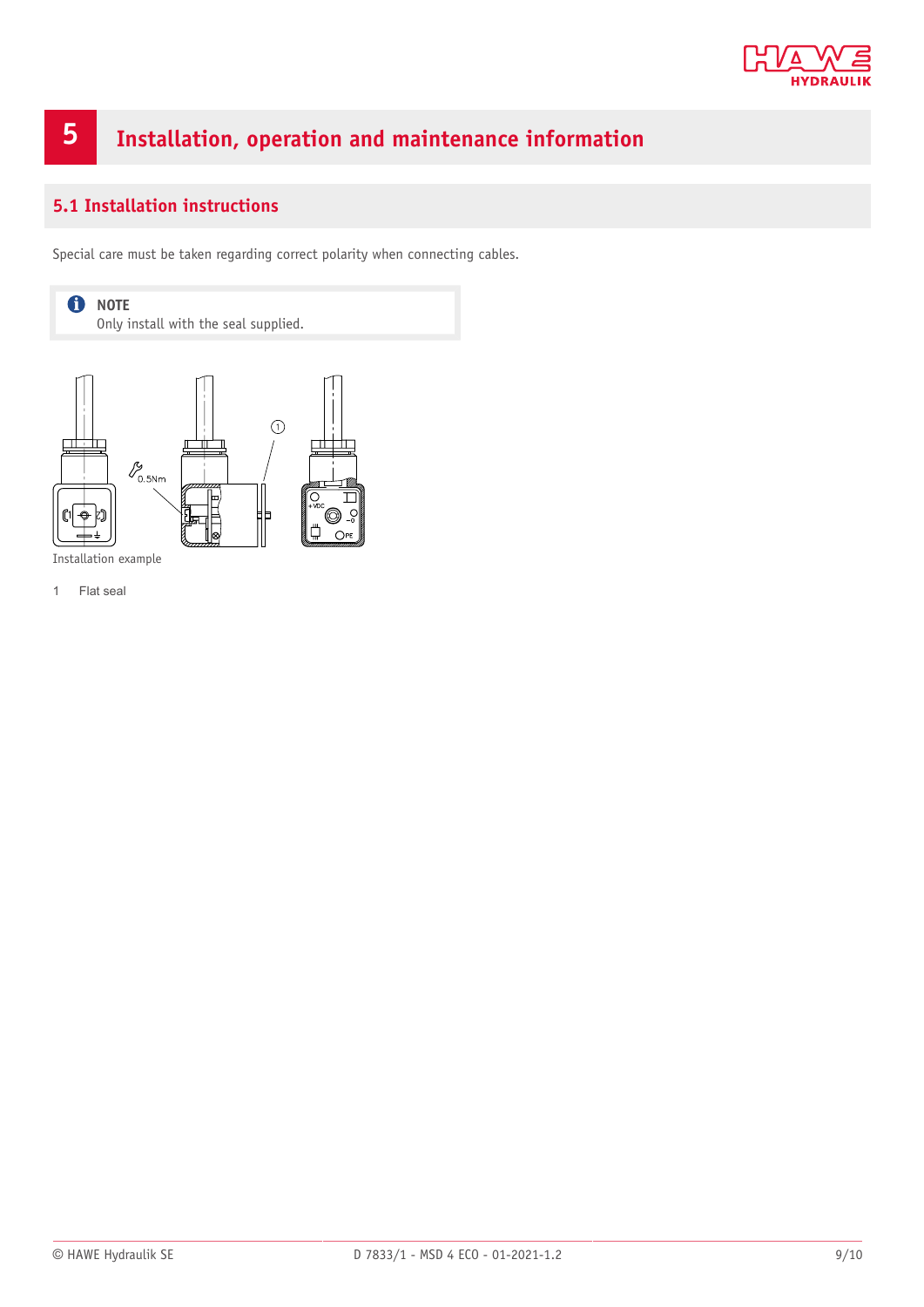# 5 Installation, operation and maintenance information

## 5.1 Installation instructions

Special care must be taken regarding correct polarity when connecting cables.

> **NOTE**
> Only install with the seal supplied.

Installation example

1 Flat seal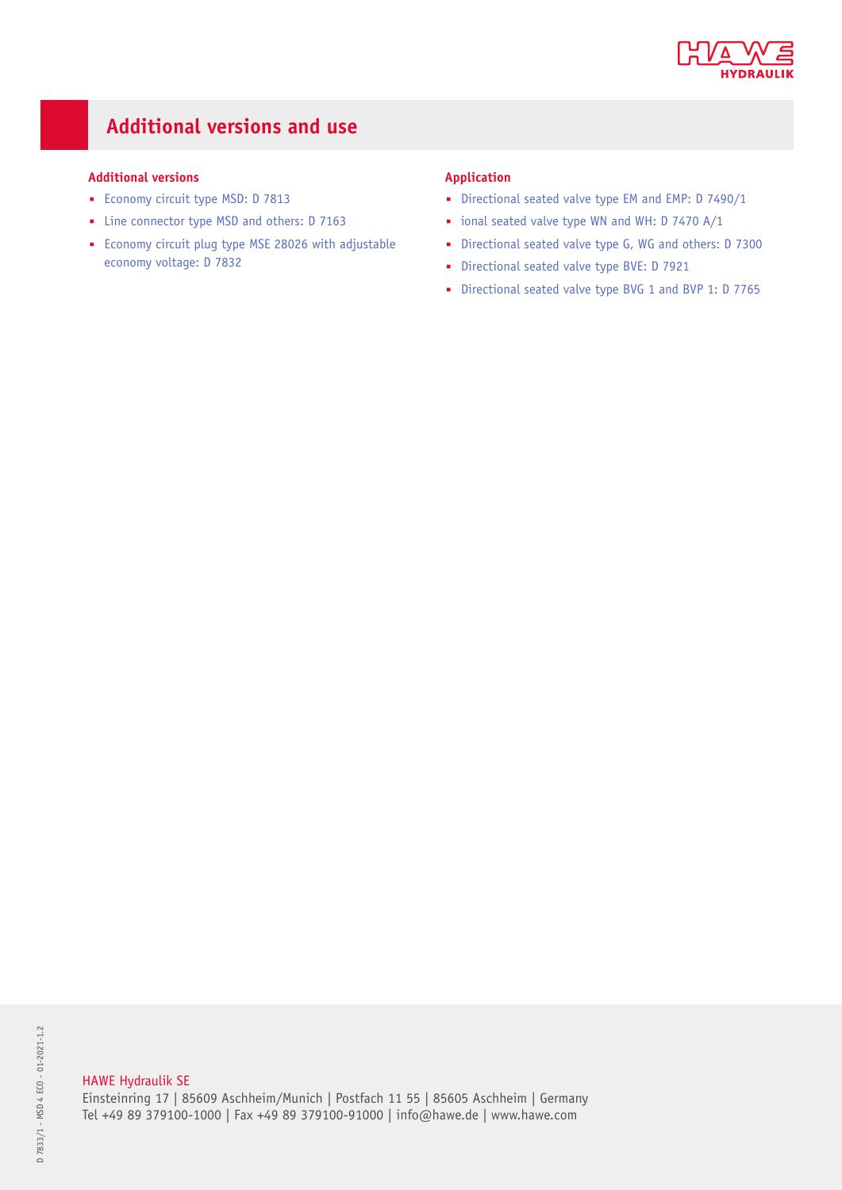# Additional versions and use

### Additional versions

- Economy circuit type MSD: D 7813
- Line connector type MSD and others: D 7163
- Economy circuit plug type MSE 28026 with adjustable economy voltage: D 7832

### Application

- Directional seated valve type EM and EMP: D 7490/1
- ional seated valve type WN and WH: D 7470 A/1
- Directional seated valve type G, WG and others: D 7300
- Directional seated valve type BVE: D 7921
- Directional seated valve type BVG 1 and BVP 1: D 7765

HAWE Hydraulik SE
Einsteinring 17 | 85609 Aschheim/Munich | Postfach 11 55 | 85605 Aschheim | Germany
Tel +49 89 379100-1000 | Fax +49 89 379100-91000 | info@hawe.de | www.hawe.com